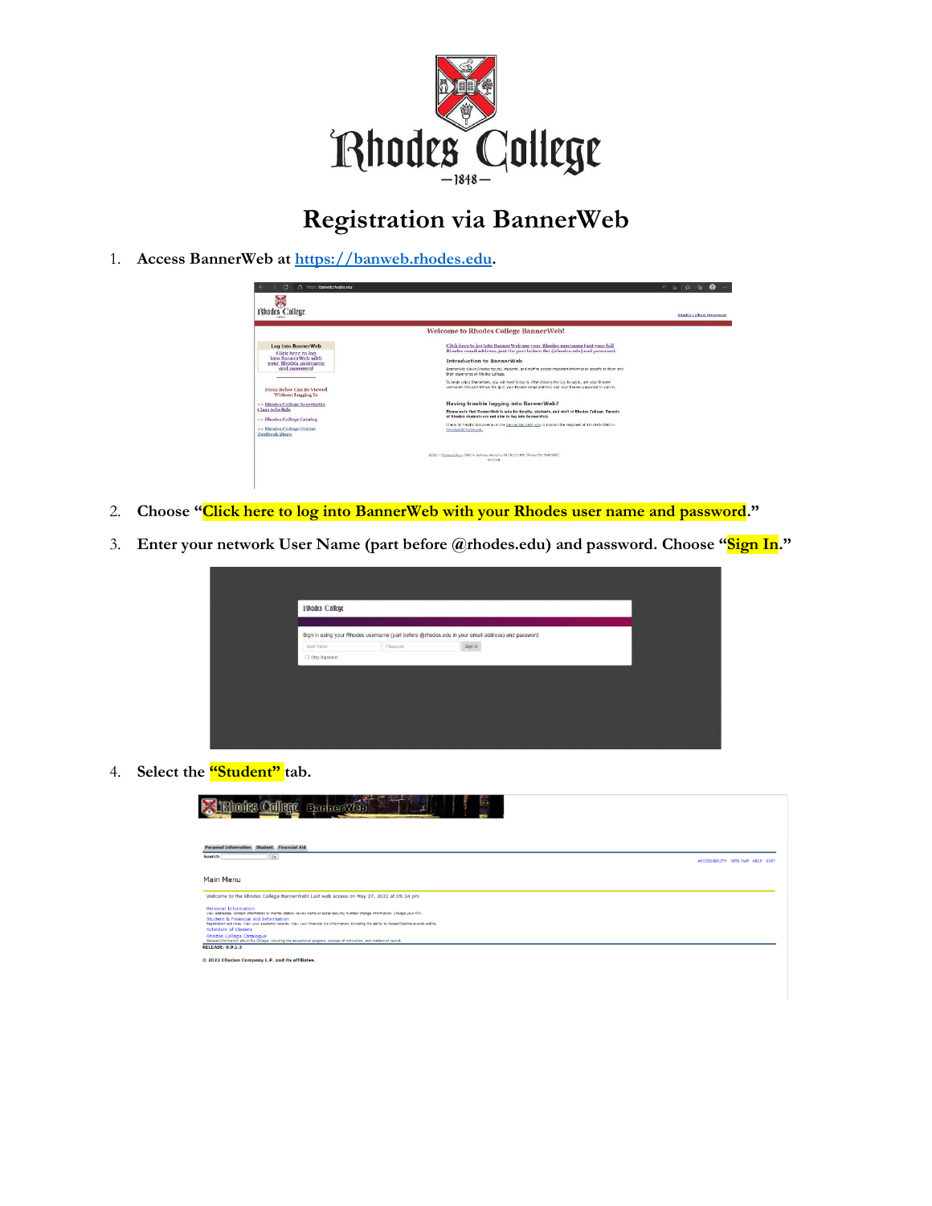# Registration via BannerWeb

1. **Access BannerWeb at [https://banweb.rhodes.edu](https://banweb.rhodes.edu).**

2. **Choose "Click here to log into BannerWeb with your Rhodes user name and password."**

3. **Enter your network User Name (part before @rhodes.edu) and password. Choose "Sign In."**

4. **Select the "Student" tab.**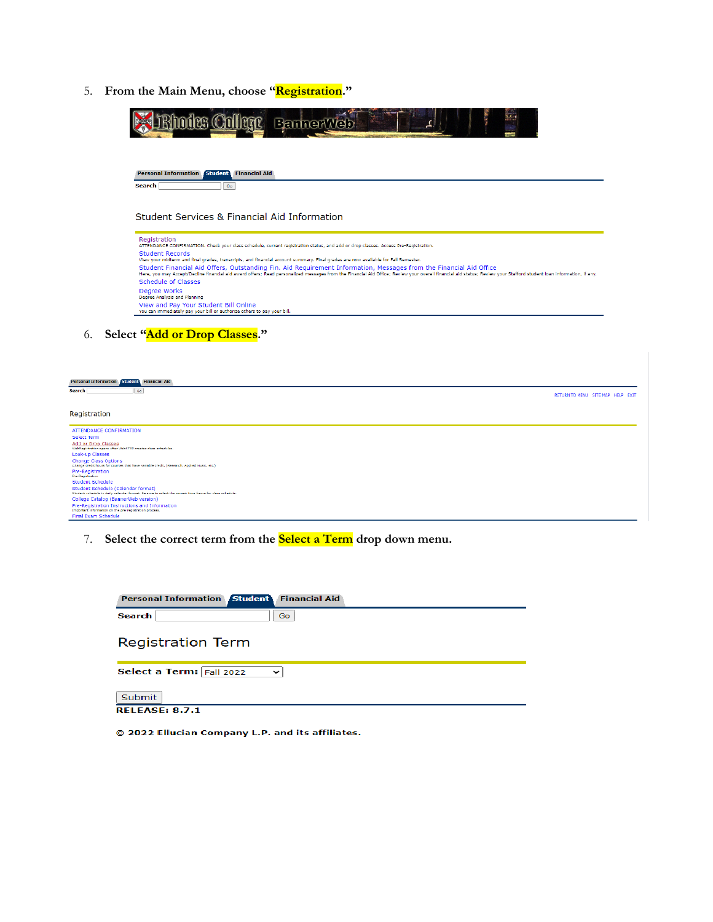5. From the Main Menu, choose "**Registration**."

Personal Information | Student | Financial Aid

Search [ ] Go

Student Services & Financial Aid Information

Registration
ATTENDANCE CONFIRMATION. Check your class schedule, current registration status, and add or drop classes. Access Pre-Registration.

Student Records
View your midterm and final grades, transcripts, and financial account summary. Final grades are now available for Fall Semester.

Student Financial Aid Offers, Outstanding Fin. Aid Requirement Information, Messages from the Financial Aid Office
Here, you may Accept/Decline financial aid award offers; Read personalized messages from the Financial Aid Office; Review your overall financial aid status; Review your Stafford student loan information, if any.

Schedule of Classes

Degree Works
Degree Analysis and Planning

View and Pay Your Student Bill Online
You can immediately pay your bill or authorize others to pay your bill.

6. Select "**Add or Drop Classes**."

Personal Information | Student | Financial Aid

Search [ ] Go

RETURN TO MENU | SITE MAP | HELP | EXIT

Registration

ATTENDANCE CONFIRMATION
Select Term
Add or Drop Classes
Look-up Classes
Change Class Options
Change credit hours for courses that have variable credit. (Research, Applied Music, etc.)
Pre-Registration
Pre-Registration
Student Schedule
Student Schedule (Calendar format)
College Catalog (BannerWeb Version)
Pre-Registration Instructions and Information
Important information on the pre registration process.
Final Exam Schedule

7. Select the correct term from the **Select a Term** drop down menu.

Personal Information | Student | Financial Aid

Search [ ] Go

Registration Term

Select a Term: Fall 2022

Submit

RELEASE: 8.7.1

© 2022 Ellucian Company L.P. and its affiliates.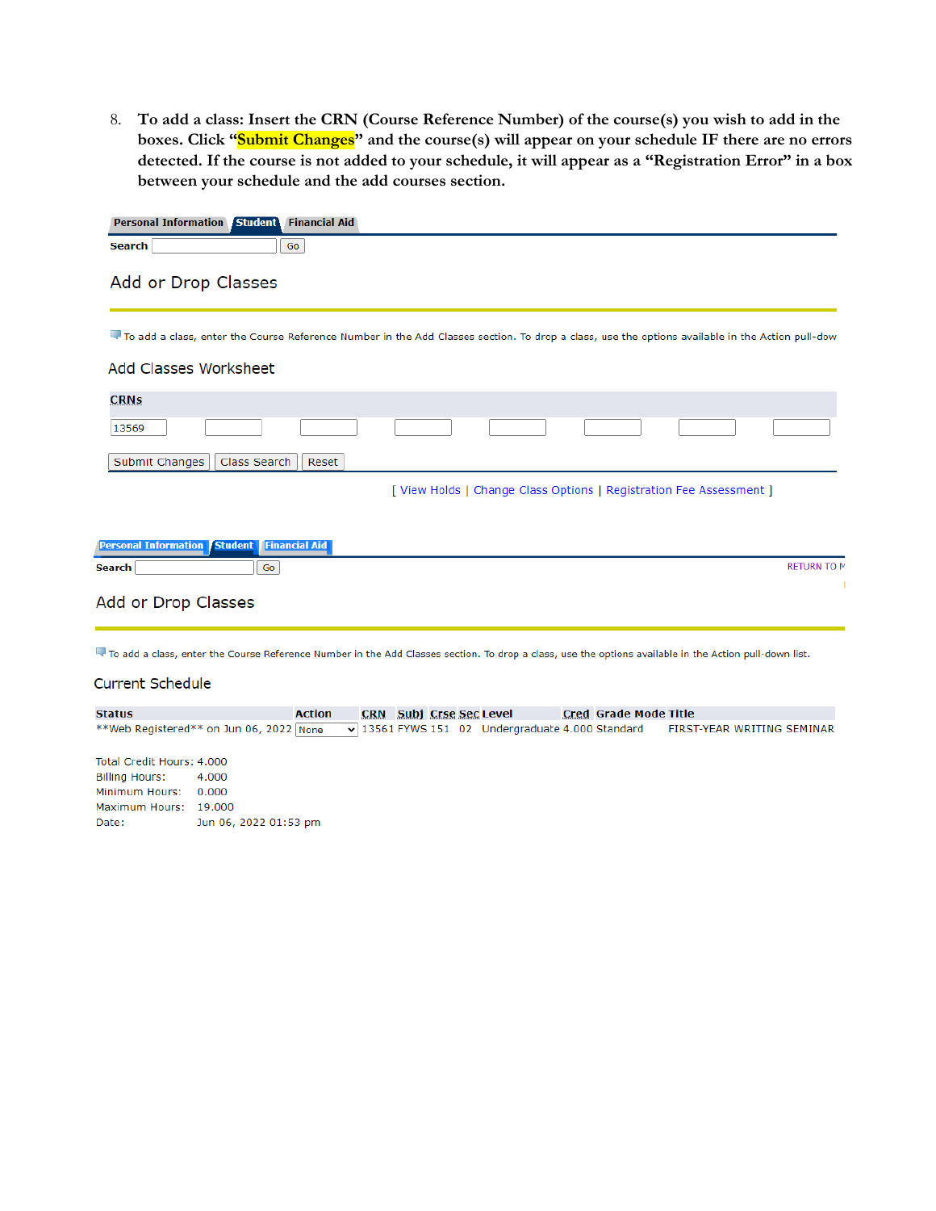8. **To add a class: Insert the CRN (Course Reference Number) of the course(s) you wish to add in the boxes. Click "Submit Changes" and the course(s) will appear on your schedule IF there are no errors detected. If the course is not added to your schedule, it will appear as a "Registration Error" in a box between your schedule and the add courses section.**

Personal Information | Student | Financial Aid

Search [ ] Go

## Add or Drop Classes

To add a class, enter the Course Reference Number in the Add Classes section. To drop a class, use the options available in the Action pull-dow

### Add Classes Worksheet

| CRNs | | | | | | | |
|---|---|---|---|---|---|---|---|
| 13569 | | | | | | | |

Submit Changes | Class Search | Reset

[ View Holds | Change Class Options | Registration Fee Assessment ]

Personal Information | Student | Financial Aid

Search [ ] Go

RETURN TO M

## Add or Drop Classes

To add a class, enter the Course Reference Number in the Add Classes section. To drop a class, use the options available in the Action pull-down list.

### Current Schedule

| Status | Action | CRN | Subj | Crse | Sec | Level | Cred | Grade Mode | Title |
|---|---|---|---|---|---|---|---|---|---|
| **Web Registered** on Jun 06, 2022 | None | 13561 | FYWS | 151 | 02 | Undergraduate | 4.000 | Standard | FIRST-YEAR WRITING SEMINAR |

| | |
|---|---|
| Total Credit Hours: | 4.000 |
| Billing Hours: | 4.000 |
| Minimum Hours: | 0.000 |
| Maximum Hours: | 19.000 |
| Date: | Jun 06, 2022 01:53 pm |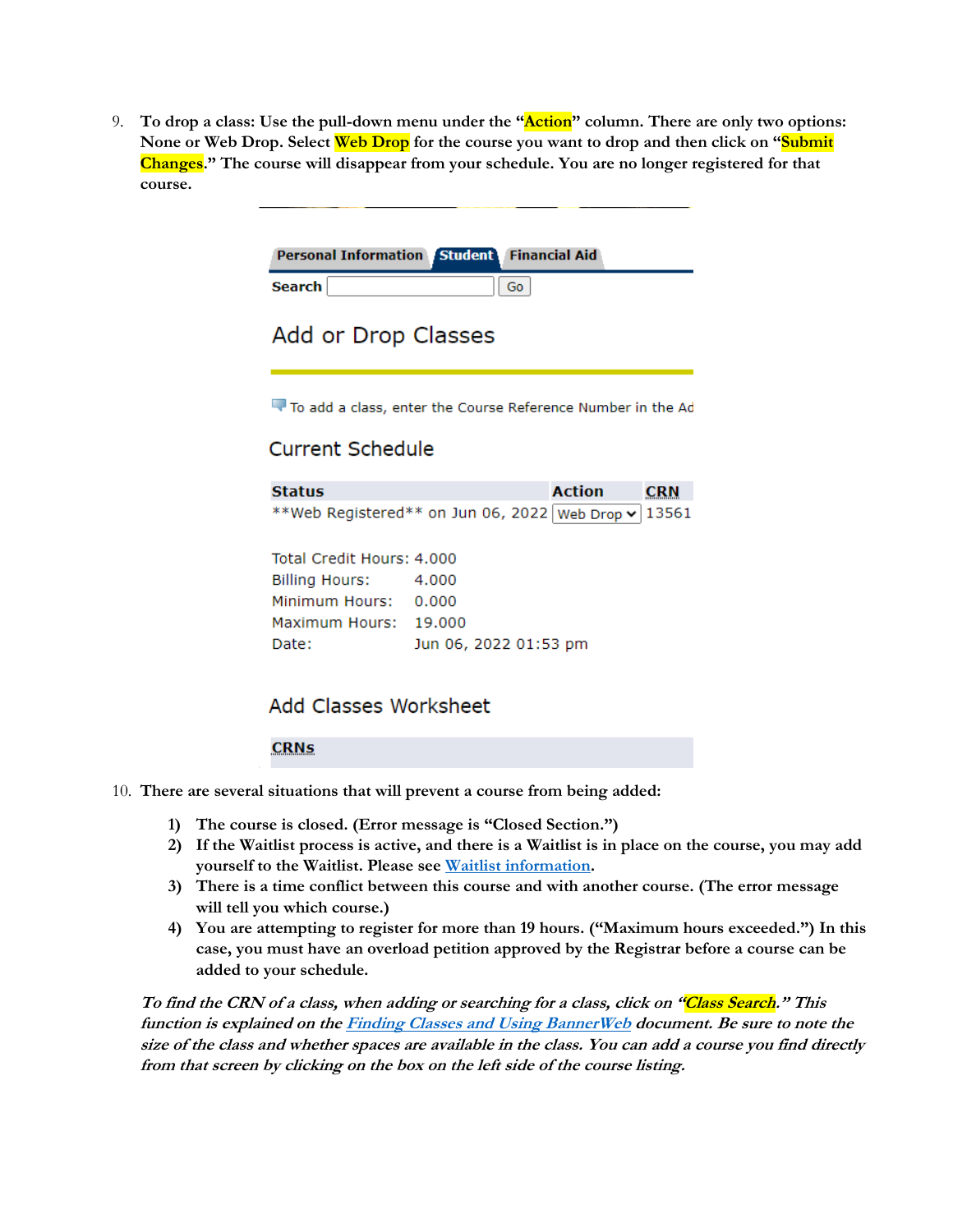9. **To drop a class: Use the pull-down menu under the "Action" column. There are only two options: None or Web Drop. Select Web Drop for the course you want to drop and then click on "Submit Changes." The course will disappear from your schedule. You are no longer registered for that course.**

Personal Information | Student | Financial Aid

Search [ ] Go

## Add or Drop Classes

To add a class, enter the Course Reference Number in the Ad

### Current Schedule

| Status | Action | CRN |
| --- | --- | --- |
| **Web Registered** on Jun 06, 2022 | Web Drop | 13561 |

Total Credit Hours: 4.000
Billing Hours: 4.000
Minimum Hours: 0.000
Maximum Hours: 19.000
Date: Jun 06, 2022 01:53 pm

### Add Classes Worksheet

CRNs

10. **There are several situations that will prevent a course from being added:**

    1) **The course is closed. (Error message is "Closed Section.")**
    2) **If the Waitlist process is active, and there is a Waitlist is in place on the course, you may add yourself to the Waitlist. Please see [Waitlist information](#).**
    3) **There is a time conflict between this course and with another course. (The error message will tell you which course.)**
    4) **You are attempting to register for more than 19 hours. ("Maximum hours exceeded.") In this case, you must have an overload petition approved by the Registrar before a course can be added to your schedule.**

***To find the CRN of a class, when adding or searching for a class, click on "Class Search." This function is explained on the [Finding Classes and Using BannerWeb](#) document. Be sure to note the size of the class and whether spaces are available in the class. You can add a course you find directly from that screen by clicking on the box on the left side of the course listing.***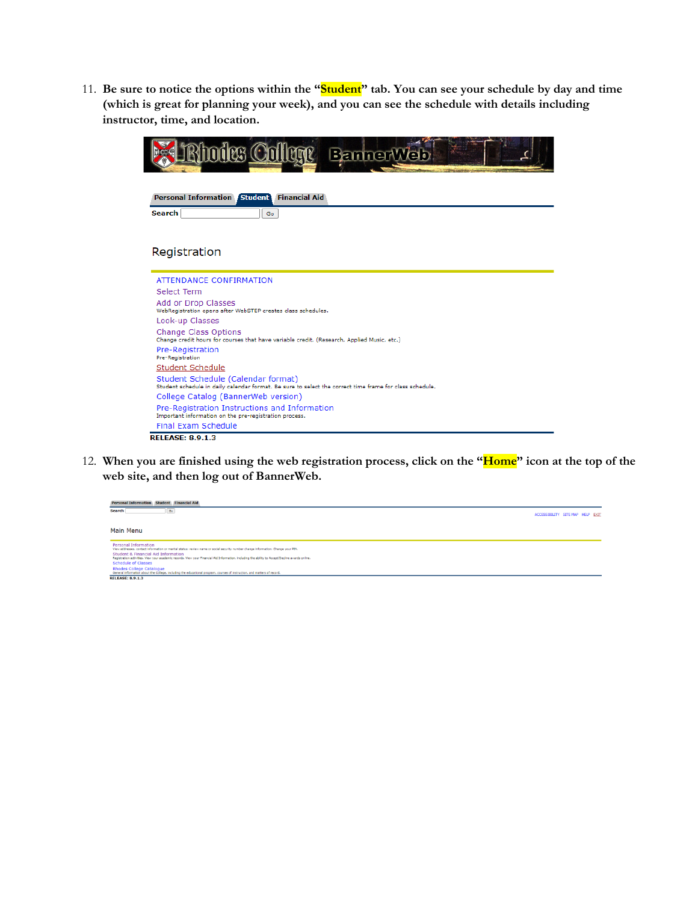11. **Be sure to notice the options within the "Student" tab. You can see your schedule by day and time (which is great for planning your week), and you can see the schedule with details including instructor, time, and location.**

Rhodes College BannerWeb

Personal Information | Student | Financial Aid

Search [ ] Go

Registration

ATTENDANCE CONFIRMATION
Select Term
Add or Drop Classes
WebRegistration opens after WebSTEP creates class schedules.
Look-up Classes
Change Class Options
Change credit hours for courses that have variable credit. (Research, Applied Music, etc.)
Pre-Registration
Pre-Registration
Student Schedule
Student Schedule (Calendar format)
Student schedule in daily calendar format. Be sure to select the correct time frame for class schedule.
College Catalog (BannerWeb version)
Pre-Registration Instructions and Information
Important information on the pre-registration process.
Final Exam Schedule

RELEASE: 8.9.1.3

12. **When you are finished using the web registration process, click on the "Home" icon at the top of the web site, and then log out of BannerWeb.**

Personal Information | Student | Financial Aid

Search [ ] Go

ACCESSIBILITY SITE MAP HELP EXIT

Main Menu

Personal Information
View addresses, contact information or marital status; review name or social security number change information; Change your PIN.
Student & Financial Aid Information
Registration activities. View your academic records. View your Financial Aid Information, including the ability to Accept/Decline awards online.
Schedule of Classes
Rhodes College Catalogue
General information about the College, including the educational program, courses of instruction, and matters of record.

RELEASE: 8.9.1.3